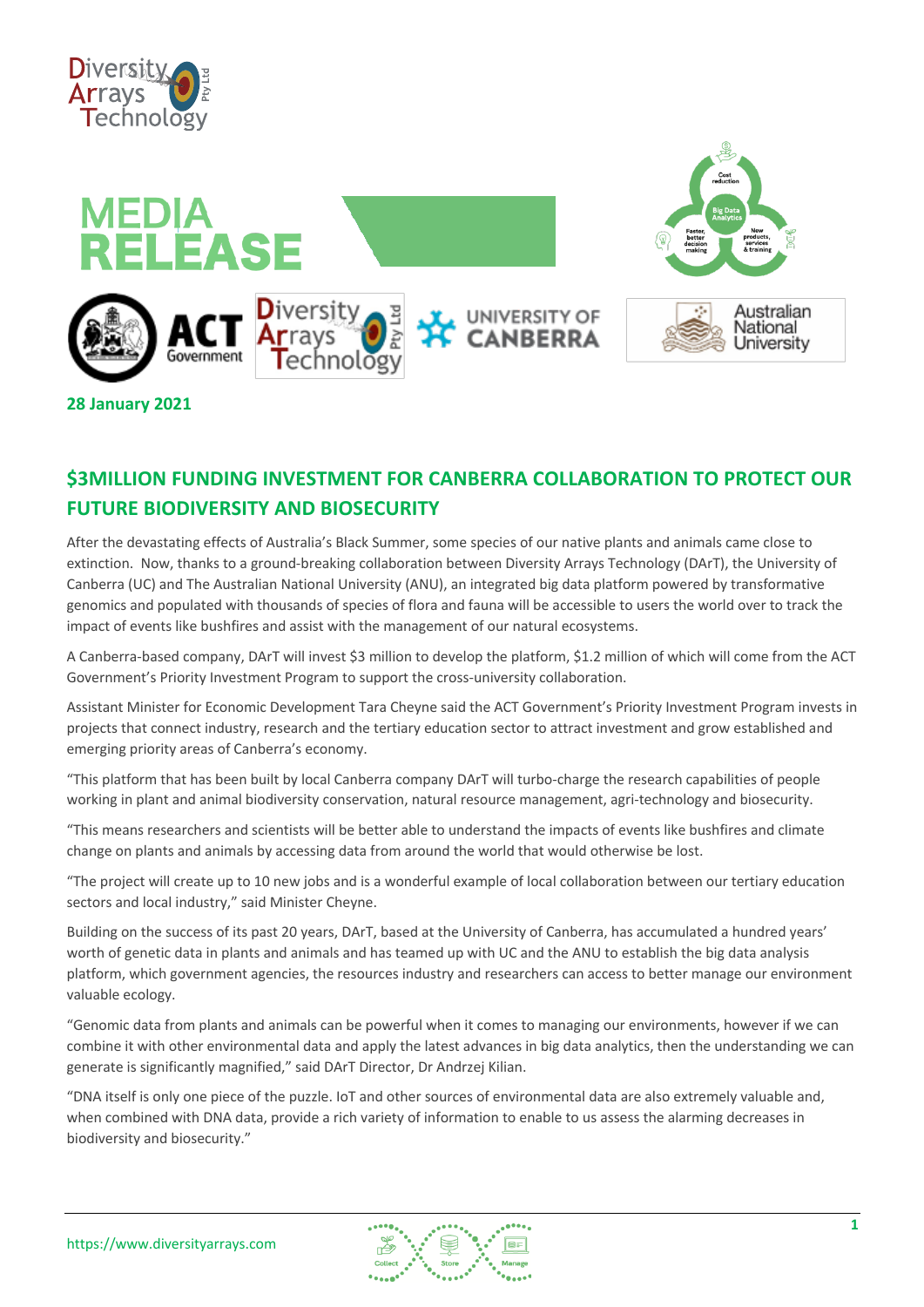# MEDIA RELEASE

**28 January 2021**

## $3MILLION FUNDING INVESTMENT FOR CANBERRA COLLABORATION TO PROTECT OUR FUTURE BIODIVERSITY AND BIOSECURITY

After the devastating effects of Australia's Black Summer, some species of our native plants and animals came close to extinction. Now, thanks to a ground-breaking collaboration between Diversity Arrays Technology (DArT), the University of Canberra (UC) and The Australian National University (ANU), an integrated big data platform powered by transformative genomics and populated with thousands of species of flora and fauna will be accessible to users the world over to track the impact of events like bushfires and assist with the management of our natural ecosystems.

A Canberra-based company, DArT will invest $3 million to develop the platform, $1.2 million of which will come from the ACT Government's Priority Investment Program to support the cross-university collaboration.

Assistant Minister for Economic Development Tara Cheyne said the ACT Government's Priority Investment Program invests in projects that connect industry, research and the tertiary education sector to attract investment and grow established and emerging priority areas of Canberra's economy.

"This platform that has been built by local Canberra company DArT will turbo-charge the research capabilities of people working in plant and animal biodiversity conservation, natural resource management, agri-technology and biosecurity.

"This means researchers and scientists will be better able to understand the impacts of events like bushfires and climate change on plants and animals by accessing data from around the world that would otherwise be lost.

"The project will create up to 10 new jobs and is a wonderful example of local collaboration between our tertiary education sectors and local industry," said Minister Cheyne.

Building on the success of its past 20 years, DArT, based at the University of Canberra, has accumulated a hundred years' worth of genetic data in plants and animals and has teamed up with UC and the ANU to establish the big data analysis platform, which government agencies, the resources industry and researchers can access to better manage our environment valuable ecology.

"Genomic data from plants and animals can be powerful when it comes to managing our environments, however if we can combine it with other environmental data and apply the latest advances in big data analytics, then the understanding we can generate is significantly magnified," said DArT Director, Dr Andrzej Kilian.

"DNA itself is only one piece of the puzzle. IoT and other sources of environmental data are also extremely valuable and, when combined with DNA data, provide a rich variety of information to enable to us assess the alarming decreases in biodiversity and biosecurity."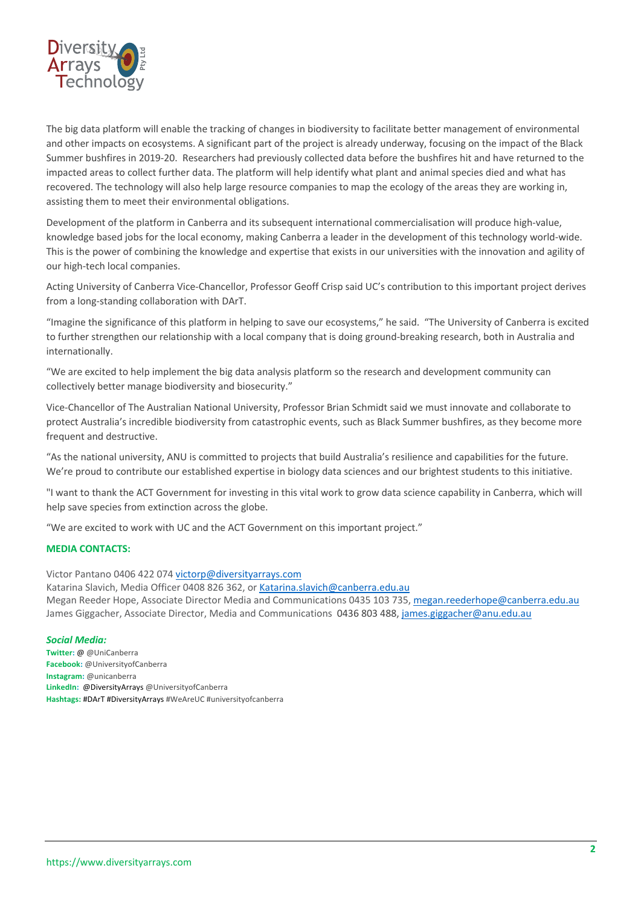The big data platform will enable the tracking of changes in biodiversity to facilitate better management of environmental and other impacts on ecosystems. A significant part of the project is already underway, focusing on the impact of the Black Summer bushfires in 2019-20.  Researchers had previously collected data before the bushfires hit and have returned to the impacted areas to collect further data. The platform will help identify what plant and animal species died and what has recovered. The technology will also help large resource companies to map the ecology of the areas they are working in, assisting them to meet their environmental obligations.

Development of the platform in Canberra and its subsequent international commercialisation will produce high-value, knowledge based jobs for the local economy, making Canberra a leader in the development of this technology world-wide. This is the power of combining the knowledge and expertise that exists in our universities with the innovation and agility of our high-tech local companies.

Acting University of Canberra Vice-Chancellor, Professor Geoff Crisp said UC's contribution to this important project derives from a long-standing collaboration with DArT.

"Imagine the significance of this platform in helping to save our ecosystems," he said.  "The University of Canberra is excited to further strengthen our relationship with a local company that is doing ground-breaking research, both in Australia and internationally.

"We are excited to help implement the big data analysis platform so the research and development community can collectively better manage biodiversity and biosecurity."

Vice-Chancellor of The Australian National University, Professor Brian Schmidt said we must innovate and collaborate to protect Australia's incredible biodiversity from catastrophic events, such as Black Summer bushfires, as they become more frequent and destructive.

"As the national university, ANU is committed to projects that build Australia's resilience and capabilities for the future. We're proud to contribute our established expertise in biology data sciences and our brightest students to this initiative.

"I want to thank the ACT Government for investing in this vital work to grow data science capability in Canberra, which will help save species from extinction across the globe.

"We are excited to work with UC and the ACT Government on this important project."

**MEDIA CONTACTS:**

Victor Pantano 0406 422 074 victorp@diversityarrays.com
Katarina Slavich, Media Officer 0408 826 362, or Katarina.slavich@canberra.edu.au
Megan Reeder Hope, Associate Director Media and Communications 0435 103 735, megan.reederhope@canberra.edu.au
James Giggacher, Associate Director, Media and Communications 0436 803 488, james.giggacher@anu.edu.au

***Social Media:***

**Twitter:** @ @UniCanberra
**Facebook:** @UniversityofCanberra
**Instagram:** @unicanberra
**LinkedIn:** @DiversityArrays @UniversityofCanberra
**Hashtags:** #DArT #DiversityArrays #WeAreUC #universityofcanberra